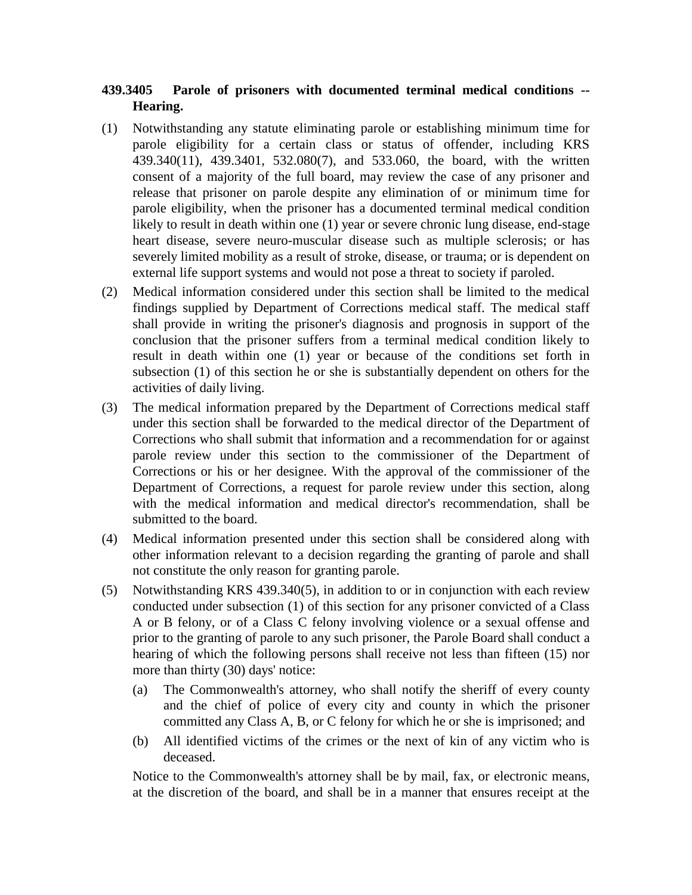**439.3405 Parole of prisoners with documented terminal medical conditions -- Hearing.**

(1) Notwithstanding any statute eliminating parole or establishing minimum time for parole eligibility for a certain class or status of offender, including KRS 439.340(11), 439.3401, 532.080(7), and 533.060, the board, with the written consent of a majority of the full board, may review the case of any prisoner and release that prisoner on parole despite any elimination of or minimum time for parole eligibility, when the prisoner has a documented terminal medical condition likely to result in death within one (1) year or severe chronic lung disease, end-stage heart disease, severe neuro-muscular disease such as multiple sclerosis; or has severely limited mobility as a result of stroke, disease, or trauma; or is dependent on external life support systems and would not pose a threat to society if paroled.

(2) Medical information considered under this section shall be limited to the medical findings supplied by Department of Corrections medical staff. The medical staff shall provide in writing the prisoner's diagnosis and prognosis in support of the conclusion that the prisoner suffers from a terminal medical condition likely to result in death within one (1) year or because of the conditions set forth in subsection (1) of this section he or she is substantially dependent on others for the activities of daily living.

(3) The medical information prepared by the Department of Corrections medical staff under this section shall be forwarded to the medical director of the Department of Corrections who shall submit that information and a recommendation for or against parole review under this section to the commissioner of the Department of Corrections or his or her designee. With the approval of the commissioner of the Department of Corrections, a request for parole review under this section, along with the medical information and medical director's recommendation, shall be submitted to the board.

(4) Medical information presented under this section shall be considered along with other information relevant to a decision regarding the granting of parole and shall not constitute the only reason for granting parole.

(5) Notwithstanding KRS 439.340(5), in addition to or in conjunction with each review conducted under subsection (1) of this section for any prisoner convicted of a Class A or B felony, or of a Class C felony involving violence or a sexual offense and prior to the granting of parole to any such prisoner, the Parole Board shall conduct a hearing of which the following persons shall receive not less than fifteen (15) nor more than thirty (30) days' notice:

   (a) The Commonwealth's attorney, who shall notify the sheriff of every county and the chief of police of every city and county in which the prisoner committed any Class A, B, or C felony for which he or she is imprisoned; and

   (b) All identified victims of the crimes or the next of kin of any victim who is deceased.

   Notice to the Commonwealth's attorney shall be by mail, fax, or electronic means, at the discretion of the board, and shall be in a manner that ensures receipt at the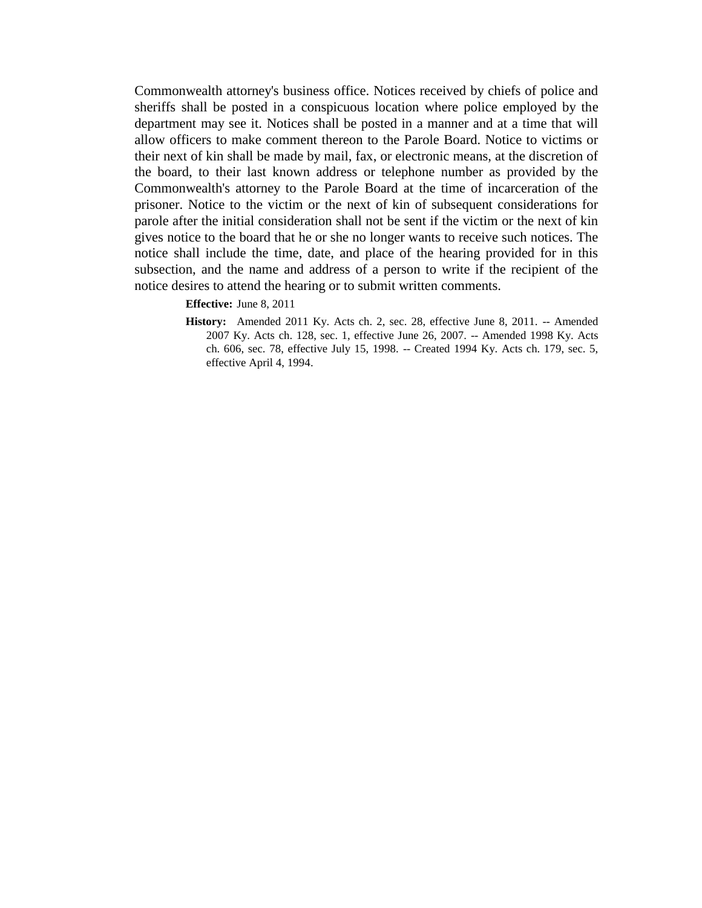Commonwealth attorney's business office. Notices received by chiefs of police and sheriffs shall be posted in a conspicuous location where police employed by the department may see it. Notices shall be posted in a manner and at a time that will allow officers to make comment thereon to the Parole Board. Notice to victims or their next of kin shall be made by mail, fax, or electronic means, at the discretion of the board, to their last known address or telephone number as provided by the Commonwealth's attorney to the Parole Board at the time of incarceration of the prisoner. Notice to the victim or the next of kin of subsequent considerations for parole after the initial consideration shall not be sent if the victim or the next of kin gives notice to the board that he or she no longer wants to receive such notices. The notice shall include the time, date, and place of the hearing provided for in this subsection, and the name and address of a person to write if the recipient of the notice desires to attend the hearing or to submit written comments.

**Effective:** June 8, 2011

**History:** Amended 2011 Ky. Acts ch. 2, sec. 28, effective June 8, 2011. -- Amended 2007 Ky. Acts ch. 128, sec. 1, effective June 26, 2007. -- Amended 1998 Ky. Acts ch. 606, sec. 78, effective July 15, 1998. -- Created 1994 Ky. Acts ch. 179, sec. 5, effective April 4, 1994.